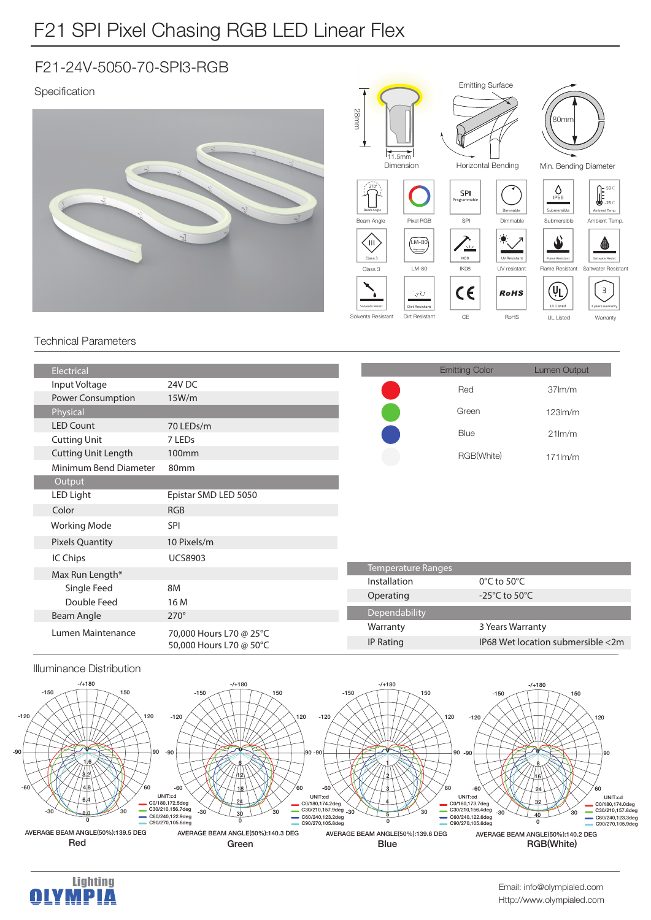# F21 SPI Pixel Chasing RGB LED Linear Flex

## F21-24V-5050-70-SPI3-RGB

Specification

Dimension: 28mm × 11.5mm

Horizontal Bending — Emitting Surface

Min. Bending Diameter: 80mm

Beam Angle 270° | Pixel RGB | SPI Programmable | Dimmable | Submersible IP68 | Ambient Temp. 50°C / -25°C

Class 3 | LM-80 | IK08 | UV resistant | Flame Resistant | Saltwater Resistant

Solvents Resistant | Dirt Resistant | CE | RoHS | UL Listed | Warranty 3 years

## Technical Parameters

| Electrical | |
|---|---|
| Input Voltage | 24V DC |
| Power Consumption | 15W/m |
| **Physical** | |
| LED Count | 70 LEDs/m |
| Cutting Unit | 7 LEDs |
| Cutting Unit Length | 100mm |
| Minimum Bend Diameter | 80mm |
| **Output** | |
| LED Light | Epistar SMD LED 5050 |
| Color | RGB |
| Working Mode | SPI |
| Pixels Quantity | 10 Pixels/m |
| IC Chips | UCS8903 |
| Max Run Length* | |
| Single Feed | 8M |
| Double Feed | 16 M |
| Beam Angle | 270° |
| Lumen Maintenance | 70,000 Hours L70 @ 25°C<br>50,000 Hours L70 @ 50°C |

| Emitting Color | Lumen Output |
|---|---|
| Red | 37lm/m |
| Green | 123lm/m |
| Blue | 21lm/m |
| RGB(White) | 171lm/m |

| Temperature Ranges | |
|---|---|
| Installation | 0°C to 50°C |
| Operating | -25°C to 50°C |
| **Dependability** | |
| Warranty | 3 Years Warranty |
| IP Rating | IP68 Wet location submersible <2m |

## Illuminance Distribution

**Red** — UNIT:cd; C0/180,172.5deg; C30/210,156.7deg; C60/240,122.9deg; C90/270,105.6deg. AVERAGE BEAM ANGLE(50%):139.5 DEG

**Green** — UNIT:cd; C0/180,174.2deg; C30/210,157.9deg; C60/240,123.2deg; C90/270,105.8deg. AVERAGE BEAM ANGLE(50%):140.3 DEG

**Blue** — UNIT:cd; C0/180,173.7deg; C30/210,156.4deg; C60/240,122.6deg; C90/270,105.6deg. AVERAGE BEAM ANGLE(50%):139.6 DEG

**RGB(White)** — UNIT:cd; C0/180,174.0deg; C30/210,157.8deg; C60/240,123.3deg; C90/270,105.9deg. AVERAGE BEAM ANGLE(50%):140.2 DEG

Lighting OLYMPIA

Email: info@olympialed.com
Http://www.olympialed.com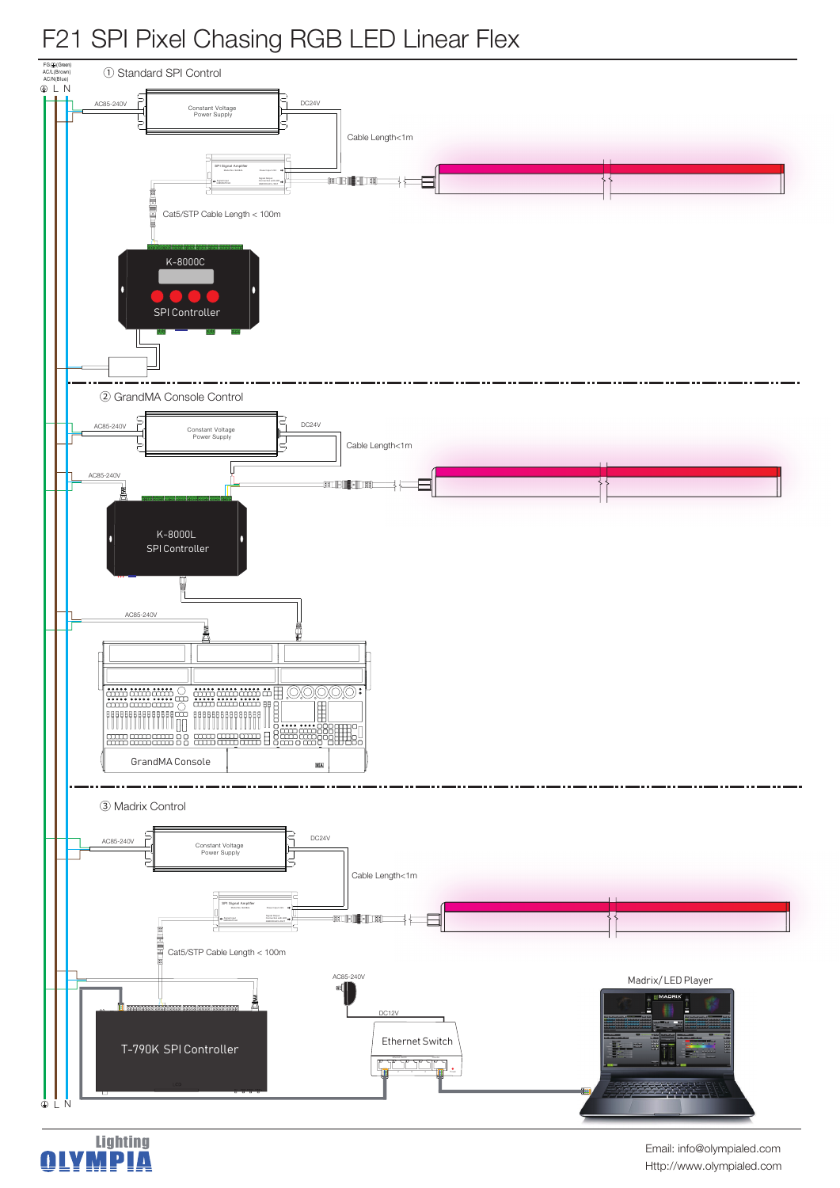# F21 SPI Pixel Chasing RGB LED Linear Flex

FG (Green)
AC/L (Brown)
AC/N (Blue)

L N

① Standard SPI Control

AC85-240V

Constant Voltage Power Supply

DC24V

Cable Length<1m

SPI Signal Amplifier

Cat5/STP Cable Length < 100m

K-8000C

SPI Controller

② GrandMA Console Control

AC85-240V

Constant Voltage Power Supply

DC24V

Cable Length<1m

AC85-240V

K-8000L
SPI Controller

AC85-240V

GrandMA Console

③ Madrix Control

AC85-240V

Constant Voltage Power Supply

DC24V

Cable Length<1m

SPI Signal Amplifier

Cat5/STP Cable Length < 100m

AC85-240V

DC12V

Ethernet Switch

Madrix/ LED Player

T-790K SPI Controller

L N

Lighting OLYMPIA

Email: info@olympialed.com
Http://www.olympialed.com